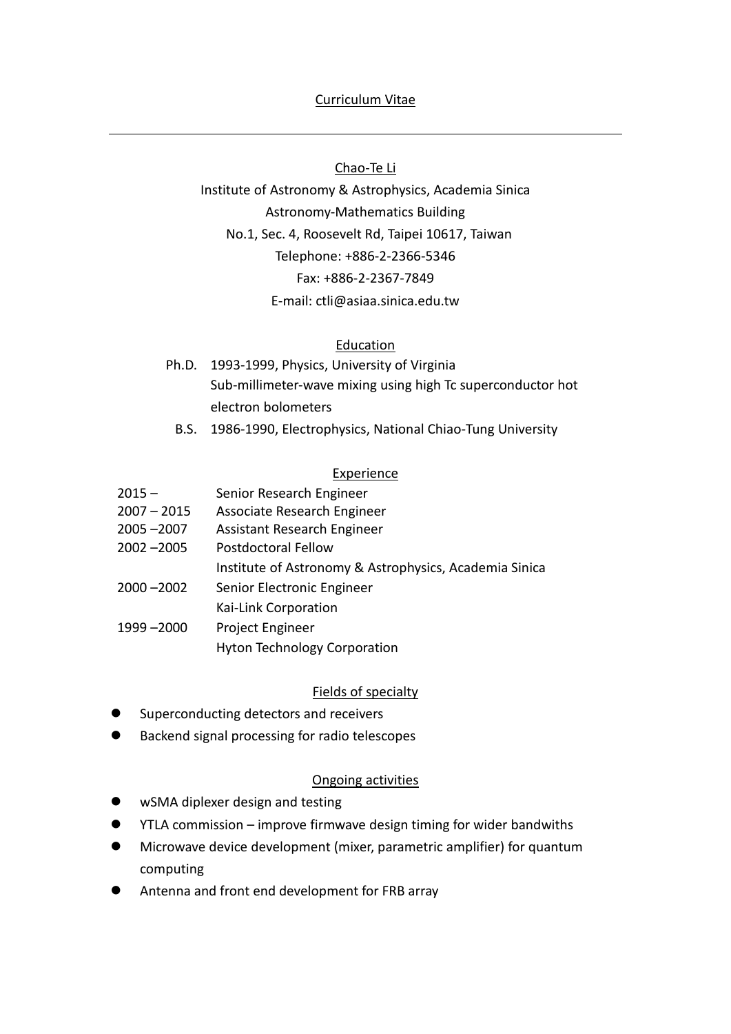# Curriculum Vitae

---

## Chao-Te Li

Institute of Astronomy & Astrophysics, Academia Sinica
Astronomy-Mathematics Building
No.1, Sec. 4, Roosevelt Rd, Taipei 10617, Taiwan
Telephone: +886-2-2366-5346
Fax: +886-2-2367-7849
E-mail: ctli@asiaa.sinica.edu.tw

## Education

Ph.D. 1993-1999, Physics, University of Virginia
Sub-millimeter-wave mixing using high Tc superconductor hot electron bolometers

B.S. 1986-1990, Electrophysics, National Chiao-Tung University

## Experience

| | |
|---|---|
| 2015 – | Senior Research Engineer |
| 2007 – 2015 | Associate Research Engineer |
| 2005 –2007 | Assistant Research Engineer |
| 2002 –2005 | Postdoctoral Fellow |
| | Institute of Astronomy & Astrophysics, Academia Sinica |
| 2000 –2002 | Senior Electronic Engineer |
| | Kai-Link Corporation |
| 1999 –2000 | Project Engineer |
| | Hyton Technology Corporation |

## Fields of specialty

- Superconducting detectors and receivers
- Backend signal processing for radio telescopes

## Ongoing activities

- wSMA diplexer design and testing
- YTLA commission – improve firmwave design timing for wider bandwiths
- Microwave device development (mixer, parametric amplifier) for quantum computing
- Antenna and front end development for FRB array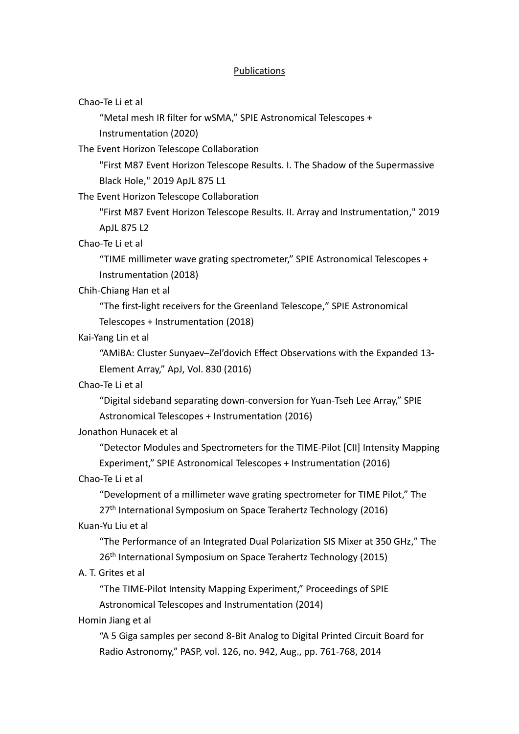<u>Publications</u>

Chao-Te Li et al

  “Metal mesh IR filter for wSMA,” SPIE Astronomical Telescopes + Instrumentation (2020)

The Event Horizon Telescope Collaboration

  "First M87 Event Horizon Telescope Results. I. The Shadow of the Supermassive Black Hole," 2019 ApJL 875 L1

The Event Horizon Telescope Collaboration

  "First M87 Event Horizon Telescope Results. II. Array and Instrumentation," 2019 ApJL 875 L2

Chao-Te Li et al

  “TIME millimeter wave grating spectrometer,” SPIE Astronomical Telescopes + Instrumentation (2018)

Chih-Chiang Han et al

  “The first-light receivers for the Greenland Telescope,” SPIE Astronomical Telescopes + Instrumentation (2018)

Kai-Yang Lin et al

  “AMiBA: Cluster Sunyaev–Zel’dovich Effect Observations with the Expanded 13-Element Array,” ApJ, Vol. 830 (2016)

Chao-Te Li et al

  “Digital sideband separating down-conversion for Yuan-Tseh Lee Array,” SPIE Astronomical Telescopes + Instrumentation (2016)

Jonathon Hunacek et al

  “Detector Modules and Spectrometers for the TIME-Pilot [CII] Intensity Mapping Experiment,” SPIE Astronomical Telescopes + Instrumentation (2016)

Chao-Te Li et al

  “Development of a millimeter wave grating spectrometer for TIME Pilot,” The 27th International Symposium on Space Terahertz Technology (2016)

Kuan-Yu Liu et al

  “The Performance of an Integrated Dual Polarization SIS Mixer at 350 GHz,” The 26th International Symposium on Space Terahertz Technology (2015)

A. T. Grites et al

  “The TIME-Pilot Intensity Mapping Experiment,” Proceedings of SPIE Astronomical Telescopes and Instrumentation (2014)

Homin Jiang et al

  “A 5 Giga samples per second 8-Bit Analog to Digital Printed Circuit Board for Radio Astronomy,” PASP, vol. 126, no. 942, Aug., pp. 761-768, 2014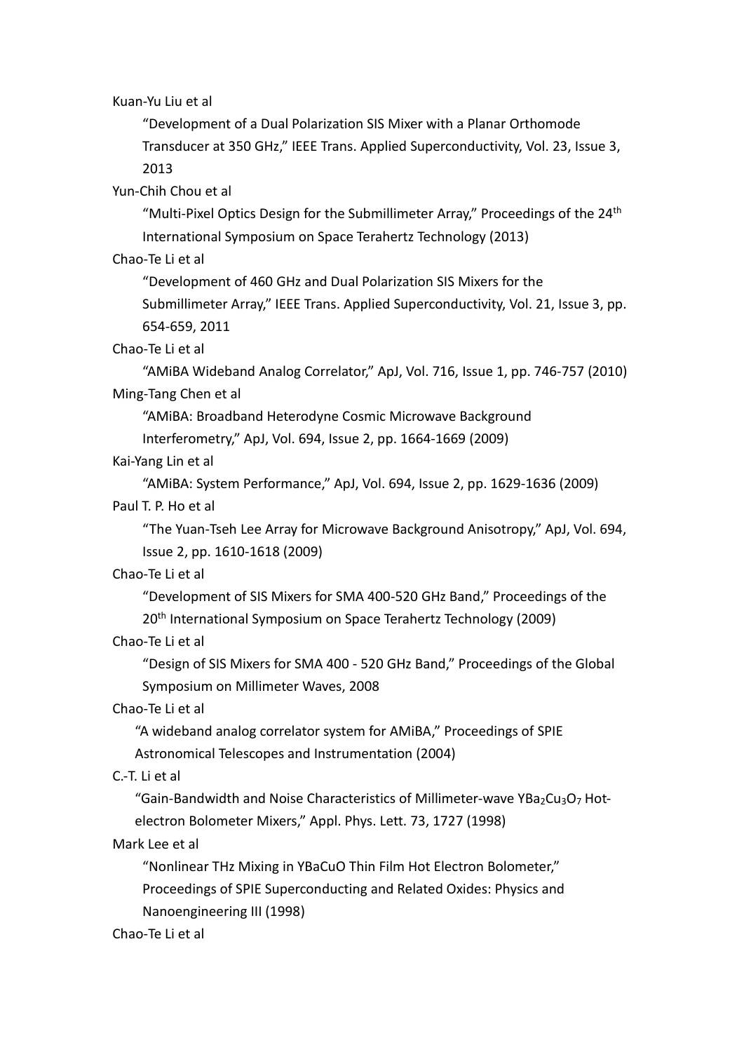Kuan-Yu Liu et al

> "Development of a Dual Polarization SIS Mixer with a Planar Orthomode Transducer at 350 GHz," IEEE Trans. Applied Superconductivity, Vol. 23, Issue 3, 2013

Yun-Chih Chou et al

> "Multi-Pixel Optics Design for the Submillimeter Array," Proceedings of the 24th International Symposium on Space Terahertz Technology (2013)

Chao-Te Li et al

> "Development of 460 GHz and Dual Polarization SIS Mixers for the Submillimeter Array," IEEE Trans. Applied Superconductivity, Vol. 21, Issue 3, pp. 654-659, 2011

Chao-Te Li et al

> "AMiBA Wideband Analog Correlator," ApJ, Vol. 716, Issue 1, pp. 746-757 (2010)

Ming-Tang Chen et al

> "AMiBA: Broadband Heterodyne Cosmic Microwave Background Interferometry," ApJ, Vol. 694, Issue 2, pp. 1664-1669 (2009)

Kai-Yang Lin et al

> "AMiBA: System Performance," ApJ, Vol. 694, Issue 2, pp. 1629-1636 (2009)

Paul T. P. Ho et al

> "The Yuan-Tseh Lee Array for Microwave Background Anisotropy," ApJ, Vol. 694, Issue 2, pp. 1610-1618 (2009)

Chao-Te Li et al

> "Development of SIS Mixers for SMA 400-520 GHz Band," Proceedings of the 20th International Symposium on Space Terahertz Technology (2009)

Chao-Te Li et al

> "Design of SIS Mixers for SMA 400 - 520 GHz Band," Proceedings of the Global Symposium on Millimeter Waves, 2008

Chao-Te Li et al

> "A wideband analog correlator system for AMiBA," Proceedings of SPIE Astronomical Telescopes and Instrumentation (2004)

C.-T. Li et al

> "Gain-Bandwidth and Noise Characteristics of Millimeter-wave $YBa_2Cu_3O_7$ Hot-electron Bolometer Mixers," Appl. Phys. Lett. 73, 1727 (1998)

Mark Lee et al

> "Nonlinear THz Mixing in YBaCuO Thin Film Hot Electron Bolometer," Proceedings of SPIE Superconducting and Related Oxides: Physics and Nanoengineering III (1998)

Chao-Te Li et al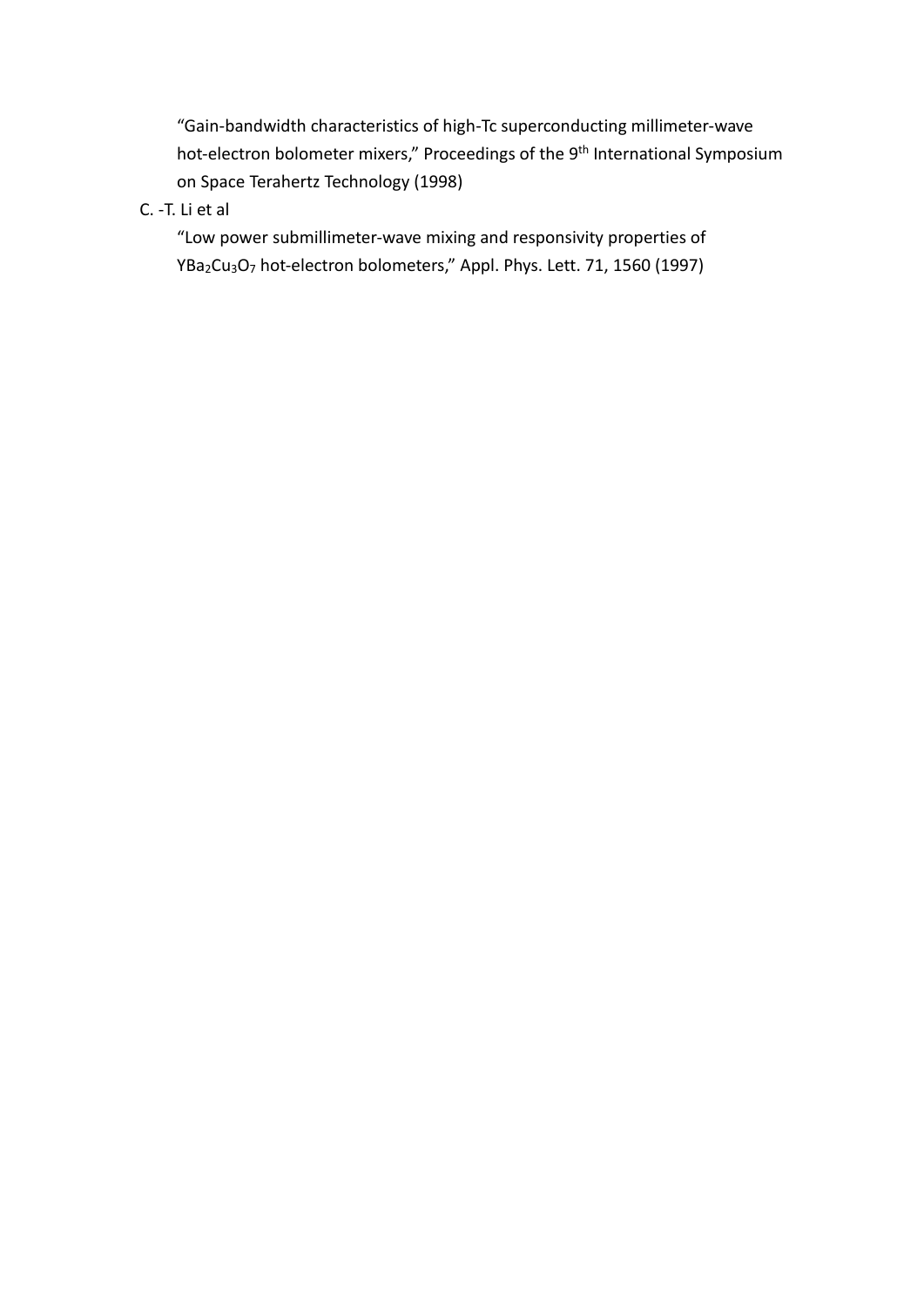"Gain-bandwidth characteristics of high-Tc superconducting millimeter-wave hot-electron bolometer mixers," Proceedings of the 9th International Symposium on Space Terahertz Technology (1998)

C. -T. Li et al

"Low power submillimeter-wave mixing and responsivity properties of $YBa_2Cu_3O_7$ hot-electron bolometers," Appl. Phys. Lett. 71, 1560 (1997)